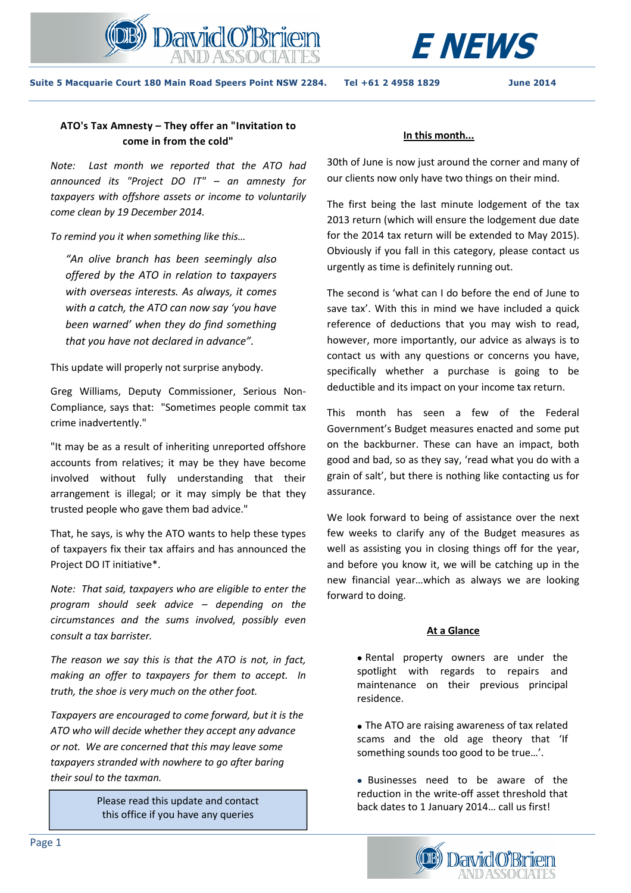# E NEWS

**Suite 5 Macquarie Court 180 Main Road Speers Point NSW 2284. Tel +61 2 4958 1829 June 2014**

## ATO's Tax Amnesty – They offer an "Invitation to come in from the cold"

*Note: Last month we reported that the ATO had announced its "Project DO IT" – an amnesty for taxpayers with offshore assets or income to voluntarily come clean by 19 December 2014.*

*To remind you it when something like this…*

> *"An olive branch has been seemingly also offered by the ATO in relation to taxpayers with overseas interests. As always, it comes with a catch, the ATO can now say 'you have been warned' when they do find something that you have not declared in advance".*

This update will properly not surprise anybody.

Greg Williams, Deputy Commissioner, Serious Non-Compliance, says that: "Sometimes people commit tax crime inadvertently."

"It may be as a result of inheriting unreported offshore accounts from relatives; it may be they have become involved without fully understanding that their arrangement is illegal; or it may simply be that they trusted people who gave them bad advice."

That, he says, is why the ATO wants to help these types of taxpayers fix their tax affairs and has announced the Project DO IT initiative*.

*Note: That said, taxpayers who are eligible to enter the program should seek advice – depending on the circumstances and the sums involved, possibly even consult a tax barrister.*

*The reason we say this is that the ATO is not, in fact, making an offer to taxpayers for them to accept. In truth, the shoe is very much on the other foot.*

*Taxpayers are encouraged to come forward, but it is the ATO who will decide whether they accept any advance or not. We are concerned that this may leave some taxpayers stranded with nowhere to go after baring their soul to the taxman.*

> Please read this update and contact this office if you have any queries

## In this month...

30th of June is now just around the corner and many of our clients now only have two things on their mind.

The first being the last minute lodgement of the tax 2013 return (which will ensure the lodgement due date for the 2014 tax return will be extended to May 2015). Obviously if you fall in this category, please contact us urgently as time is definitely running out.

The second is 'what can I do before the end of June to save tax'. With this in mind we have included a quick reference of deductions that you may wish to read, however, more importantly, our advice as always is to contact us with any questions or concerns you have, specifically whether a purchase is going to be deductible and its impact on your income tax return.

This month has seen a few of the Federal Government's Budget measures enacted and some put on the backburner. These can have an impact, both good and bad, so as they say, 'read what you do with a grain of salt', but there is nothing like contacting us for assurance.

We look forward to being of assistance over the next few weeks to clarify any of the Budget measures as well as assisting you in closing things off for the year, and before you know it, we will be catching up in the new financial year…which as always we are looking forward to doing.

## At a Glance

- Rental property owners are under the spotlight with regards to repairs and maintenance on their previous principal residence.
- The ATO are raising awareness of tax related scams and the old age theory that 'If something sounds too good to be true…'.
- Businesses need to be aware of the reduction in the write-off asset threshold that back dates to 1 January 2014… call us first!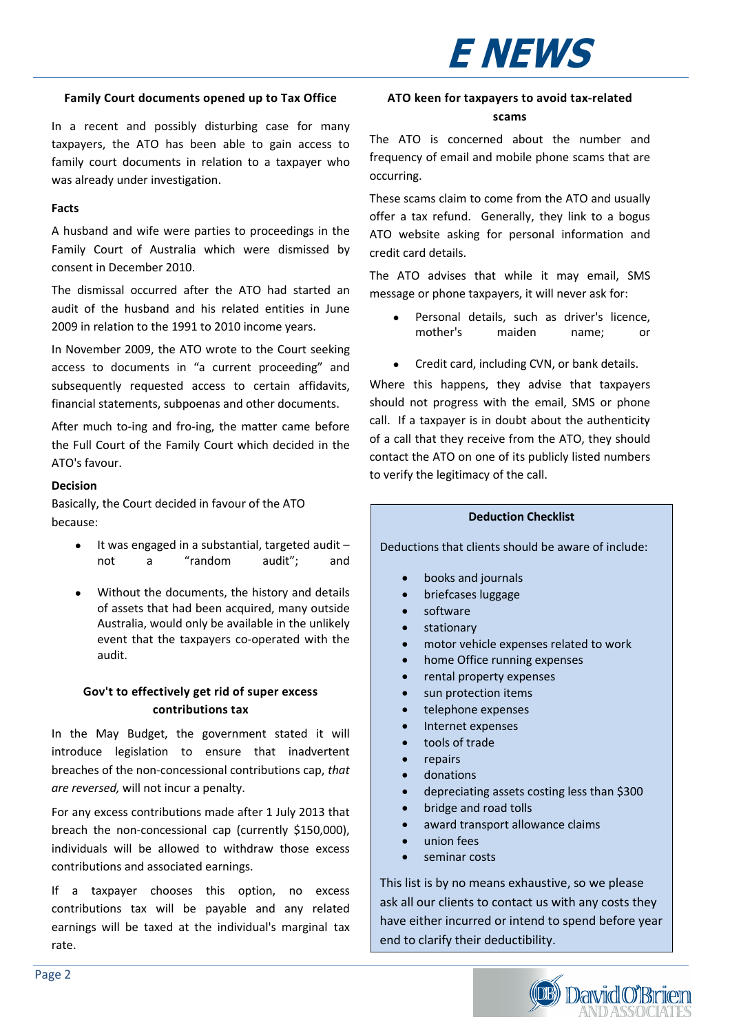## Family Court documents opened up to Tax Office

In a recent and possibly disturbing case for many taxpayers, the ATO has been able to gain access to family court documents in relation to a taxpayer who was already under investigation.

### Facts

A husband and wife were parties to proceedings in the Family Court of Australia which were dismissed by consent in December 2010.

The dismissal occurred after the ATO had started an audit of the husband and his related entities in June 2009 in relation to the 1991 to 2010 income years.

In November 2009, the ATO wrote to the Court seeking access to documents in "a current proceeding" and subsequently requested access to certain affidavits, financial statements, subpoenas and other documents.

After much to-ing and fro-ing, the matter came before the Full Court of the Family Court which decided in the ATO's favour.

### Decision

Basically, the Court decided in favour of the ATO because:

- It was engaged in a substantial, targeted audit – not a "random audit"; and
- Without the documents, the history and details of assets that had been acquired, many outside Australia, would only be available in the unlikely event that the taxpayers co-operated with the audit.

## Gov't to effectively get rid of super excess contributions tax

In the May Budget, the government stated it will introduce legislation to ensure that inadvertent breaches of the non-concessional contributions cap, *that are reversed,* will not incur a penalty.

For any excess contributions made after 1 July 2013 that breach the non-concessional cap (currently $150,000), individuals will be allowed to withdraw those excess contributions and associated earnings.

If a taxpayer chooses this option, no excess contributions tax will be payable and any related earnings will be taxed at the individual's marginal tax rate.

## ATO keen for taxpayers to avoid tax-related scams

The ATO is concerned about the number and frequency of email and mobile phone scams that are occurring.

These scams claim to come from the ATO and usually offer a tax refund. Generally, they link to a bogus ATO website asking for personal information and credit card details.

The ATO advises that while it may email, SMS message or phone taxpayers, it will never ask for:

- Personal details, such as driver's licence, mother's maiden name; or
- Credit card, including CVN, or bank details.

Where this happens, they advise that taxpayers should not progress with the email, SMS or phone call. If a taxpayer is in doubt about the authenticity of a call that they receive from the ATO, they should contact the ATO on one of its publicly listed numbers to verify the legitimacy of the call.

### Deduction Checklist

Deductions that clients should be aware of include:

- books and journals
- briefcases luggage
- software
- stationary
- motor vehicle expenses related to work
- home Office running expenses
- rental property expenses
- sun protection items
- telephone expenses
- Internet expenses
- tools of trade
- repairs
- donations
- depreciating assets costing less than $300
- bridge and road tolls
- award transport allowance claims
- union fees
- seminar costs

This list is by no means exhaustive, so we please ask all our clients to contact us with any costs they have either incurred or intend to spend before year end to clarify their deductibility.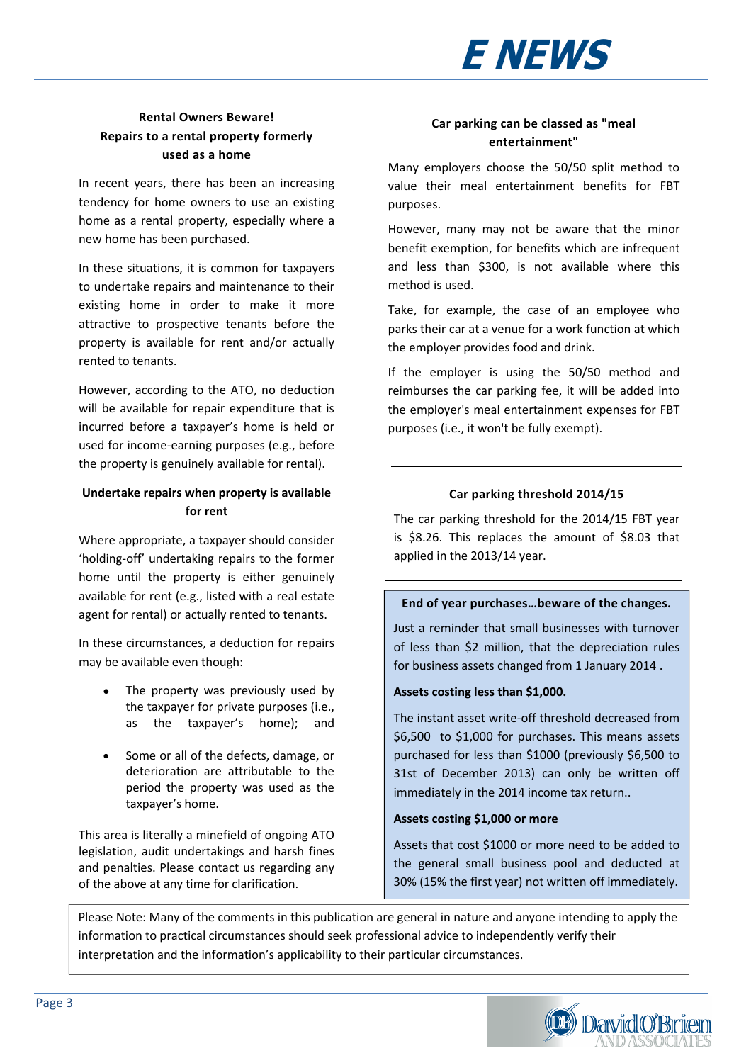## Rental Owners Beware! Repairs to a rental property formerly used as a home

In recent years, there has been an increasing tendency for home owners to use an existing home as a rental property, especially where a new home has been purchased.

In these situations, it is common for taxpayers to undertake repairs and maintenance to their existing home in order to make it more attractive to prospective tenants before the property is available for rent and/or actually rented to tenants.

However, according to the ATO, no deduction will be available for repair expenditure that is incurred before a taxpayer's home is held or used for income-earning purposes (e.g., before the property is genuinely available for rental).

### Undertake repairs when property is available for rent

Where appropriate, a taxpayer should consider 'holding-off' undertaking repairs to the former home until the property is either genuinely available for rent (e.g., listed with a real estate agent for rental) or actually rented to tenants.

In these circumstances, a deduction for repairs may be available even though:

- The property was previously used by the taxpayer for private purposes (i.e., as the taxpayer's home); and
- Some or all of the defects, damage, or deterioration are attributable to the period the property was used as the taxpayer's home.

This area is literally a minefield of ongoing ATO legislation, audit undertakings and harsh fines and penalties. Please contact us regarding any of the above at any time for clarification.

## Car parking can be classed as "meal entertainment"

Many employers choose the 50/50 split method to value their meal entertainment benefits for FBT purposes.

However, many may not be aware that the minor benefit exemption, for benefits which are infrequent and less than $300, is not available where this method is used.

Take, for example, the case of an employee who parks their car at a venue for a work function at which the employer provides food and drink.

If the employer is using the 50/50 method and reimburses the car parking fee, it will be added into the employer's meal entertainment expenses for FBT purposes (i.e., it won't be fully exempt).

## Car parking threshold 2014/15

The car parking threshold for the 2014/15 FBT year is $8.26. This replaces the amount of $8.03 that applied in the 2013/14 year.

## End of year purchases…beware of the changes.

Just a reminder that small businesses with turnover of less than $2 million, that the depreciation rules for business assets changed from 1 January 2014 .

**Assets costing less than $1,000.**

The instant asset write-off threshold decreased from $6,500 to $1,000 for purchases. This means assets purchased for less than $1000 (previously $6,500 to 31st of December 2013) can only be written off immediately in the 2014 income tax return..

**Assets costing $1,000 or more**

Assets that cost $1000 or more need to be added to the general small business pool and deducted at 30% (15% the first year) not written off immediately.

Please Note: Many of the comments in this publication are general in nature and anyone intending to apply the information to practical circumstances should seek professional advice to independently verify their interpretation and the information's applicability to their particular circumstances.